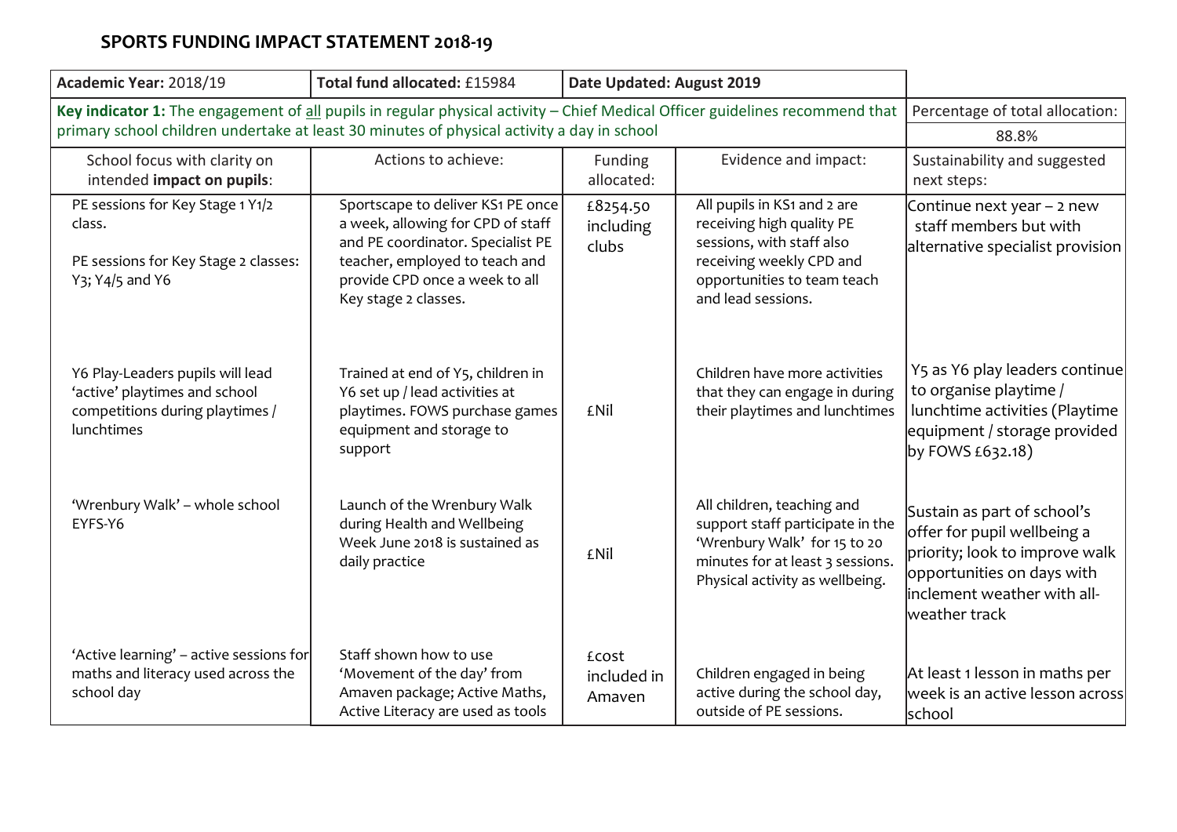# SPORTS FUNDING IMPACT STATEMENT 2018-19

| Academic Year: 2018/19 | Total fund allocated: £15984 | Date Updated: August 2019 | | |
|---|---|---|---|---|
| **Key indicator 1:** The engagement of all pupils in regular physical activity – Chief Medical Officer guidelines recommend that primary school children undertake at least 30 minutes of physical activity a day in school | | | | Percentage of total allocation: 88.8% |
| School focus with clarity on intended **impact on pupils**: | Actions to achieve: | Funding allocated: | Evidence and impact: | Sustainability and suggested next steps: |
| PE sessions for Key Stage 1 Y1/2 class. PE sessions for Key Stage 2 classes: Y3; Y4/5 and Y6 | Sportscape to deliver KS1 PE once a week, allowing for CPD of staff and PE coordinator. Specialist PE teacher, employed to teach and provide CPD once a week to all Key stage 2 classes. | £8254.50 including clubs | All pupils in KS1 and 2 are receiving high quality PE sessions, with staff also receiving weekly CPD and opportunities to team teach and lead sessions. | Continue next year – 2 new staff members but with alternative specialist provision |
| Y6 Play-Leaders pupils will lead 'active' playtimes and school competitions during playtimes / lunchtimes | Trained at end of Y5, children in Y6 set up / lead activities at playtimes. FOWS purchase games equipment and storage to support | £Nil | Children have more activities that they can engage in during their playtimes and lunchtimes | Y5 as Y6 play leaders continue to organise playtime / lunchtime activities (Playtime equipment / storage provided by FOWS £632.18) |
| 'Wrenbury Walk' – whole school EYFS-Y6 | Launch of the Wrenbury Walk during Health and Wellbeing Week June 2018 is sustained as daily practice | £Nil | All children, teaching and support staff participate in the 'Wrenbury Walk' for 15 to 20 minutes for at least 3 sessions. Physical activity as wellbeing. | Sustain as part of school's offer for pupil wellbeing a priority; look to improve walk opportunities on days with inclement weather with all-weather track |
| 'Active learning' – active sessions for maths and literacy used across the school day | Staff shown how to use 'Movement of the day' from Amaven package; Active Maths, Active Literacy are used as tools | £cost included in Amaven | Children engaged in being active during the school day, outside of PE sessions. | At least 1 lesson in maths per week is an active lesson across school |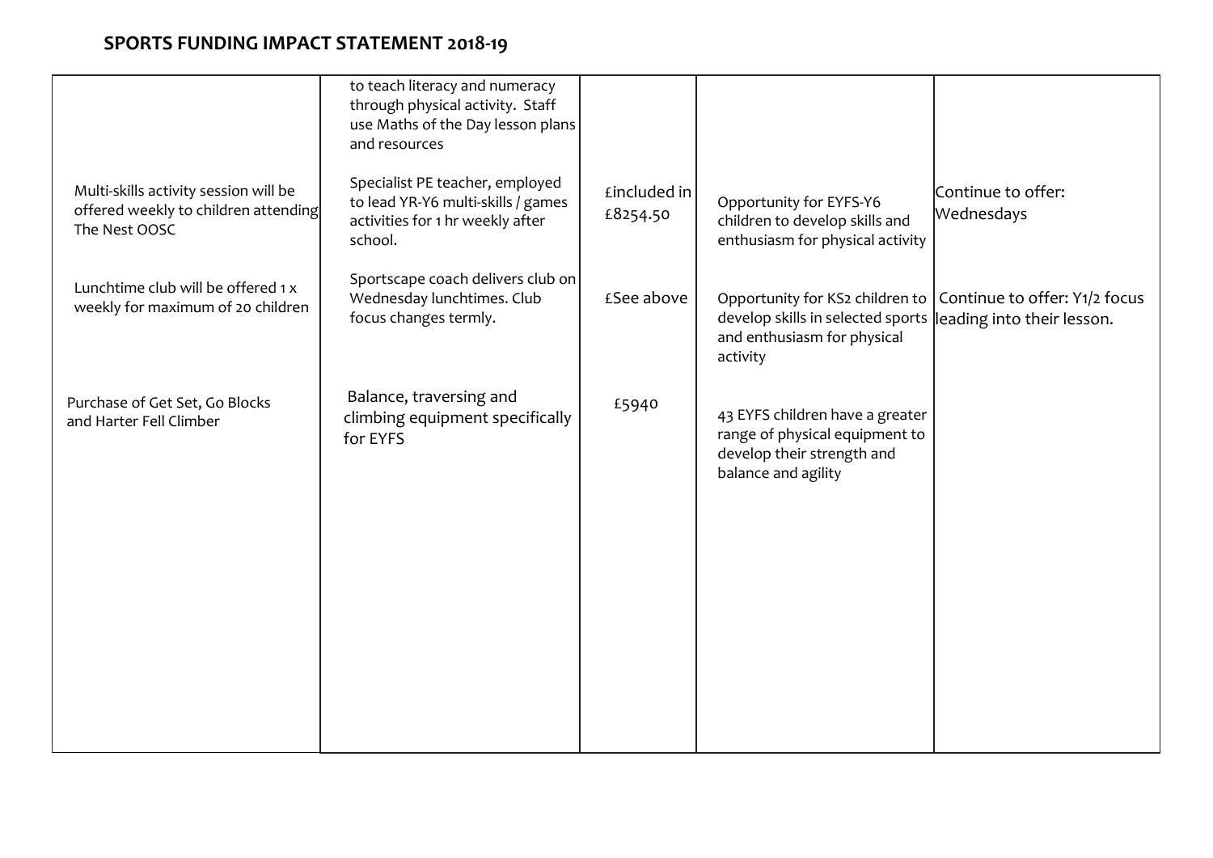## SPORTS FUNDING IMPACT STATEMENT 2018-19

| | | | | |
|---|---|---|---|---|
| | to teach literacy and numeracy through physical activity. Staff use Maths of the Day lesson plans and resources | | | |
| Multi-skills activity session will be offered weekly to children attending The Nest OOSC | Specialist PE teacher, employed to lead YR-Y6 multi-skills / games activities for 1 hr weekly after school. | £included in £8254.50 | Opportunity for EYFS-Y6 children to develop skills and enthusiasm for physical activity | Continue to offer: Wednesdays |
| Lunchtime club will be offered 1 x weekly for maximum of 20 children | Sportscape coach delivers club on Wednesday lunchtimes. Club focus changes termly. | £See above | Opportunity for KS2 children to develop skills in selected sports and enthusiasm for physical activity | Continue to offer: Y1/2 focus leading into their lesson. |
| Purchase of Get Set, Go Blocks and Harter Fell Climber | Balance, traversing and climbing equipment specifically for EYFS | £5940 | 43 EYFS children have a greater range of physical equipment to develop their strength and balance and agility | |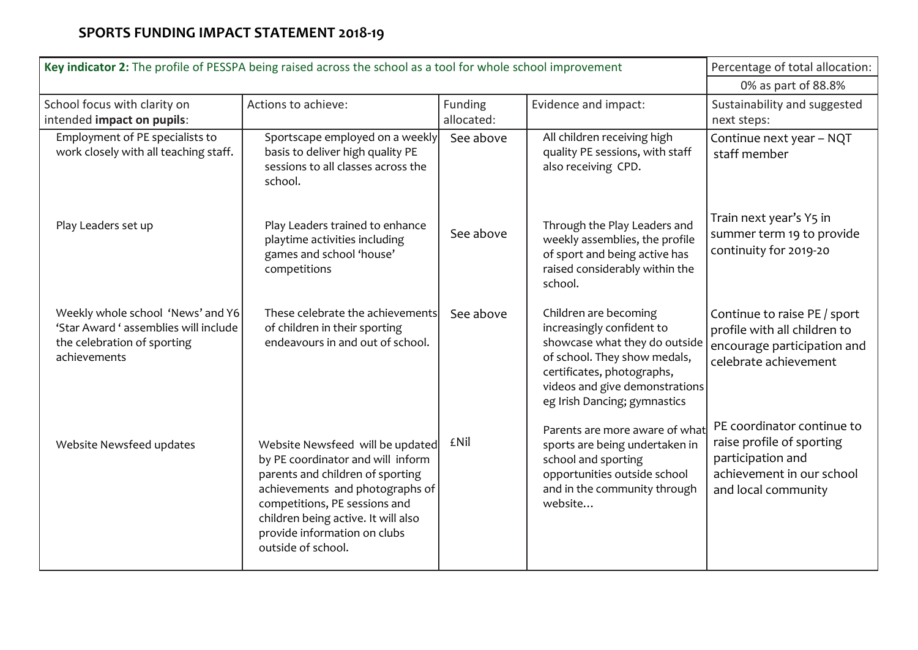## SPORTS FUNDING IMPACT STATEMENT 2018-19

| **Key indicator 2:** The profile of PESSPA being raised across the school as a tool for whole school improvement | | | | Percentage of total allocation: |
|---|---|---|---|---|
| | | | | 0% as part of 88.8% |
| School focus with clarity on intended **impact on pupils**: | Actions to achieve: | Funding allocated: | Evidence and impact: | Sustainability and suggested next steps: |
| Employment of PE specialists to work closely with all teaching staff. | Sportscape employed on a weekly basis to deliver high quality PE sessions to all classes across the school. | See above | All children receiving high quality PE sessions, with staff also receiving CPD. | Continue next year – NQT staff member |
| Play Leaders set up | Play Leaders trained to enhance playtime activities including games and school 'house' competitions | See above | Through the Play Leaders and weekly assemblies, the profile of sport and being active has raised considerably within the school. | Train next year's Y5 in summer term 19 to provide continuity for 2019-20 |
| Weekly whole school 'News' and Y6 'Star Award ' assemblies will include the celebration of sporting achievements | These celebrate the achievements of children in their sporting endeavours in and out of school. | See above | Children are becoming increasingly confident to showcase what they do outside of school. They show medals, certificates, photographs, videos and give demonstrations eg Irish Dancing; gymnastics | Continue to raise PE / sport profile with all children to encourage participation and celebrate achievement |
| Website Newsfeed updates | Website Newsfeed will be updated by PE coordinator and will inform parents and children of sporting achievements and photographs of competitions, PE sessions and children being active. It will also provide information on clubs outside of school. | £Nil | Parents are more aware of what sports are being undertaken in school and sporting opportunities outside school and in the community through website… | PE coordinator continue to raise profile of sporting participation and achievement in our school and local community |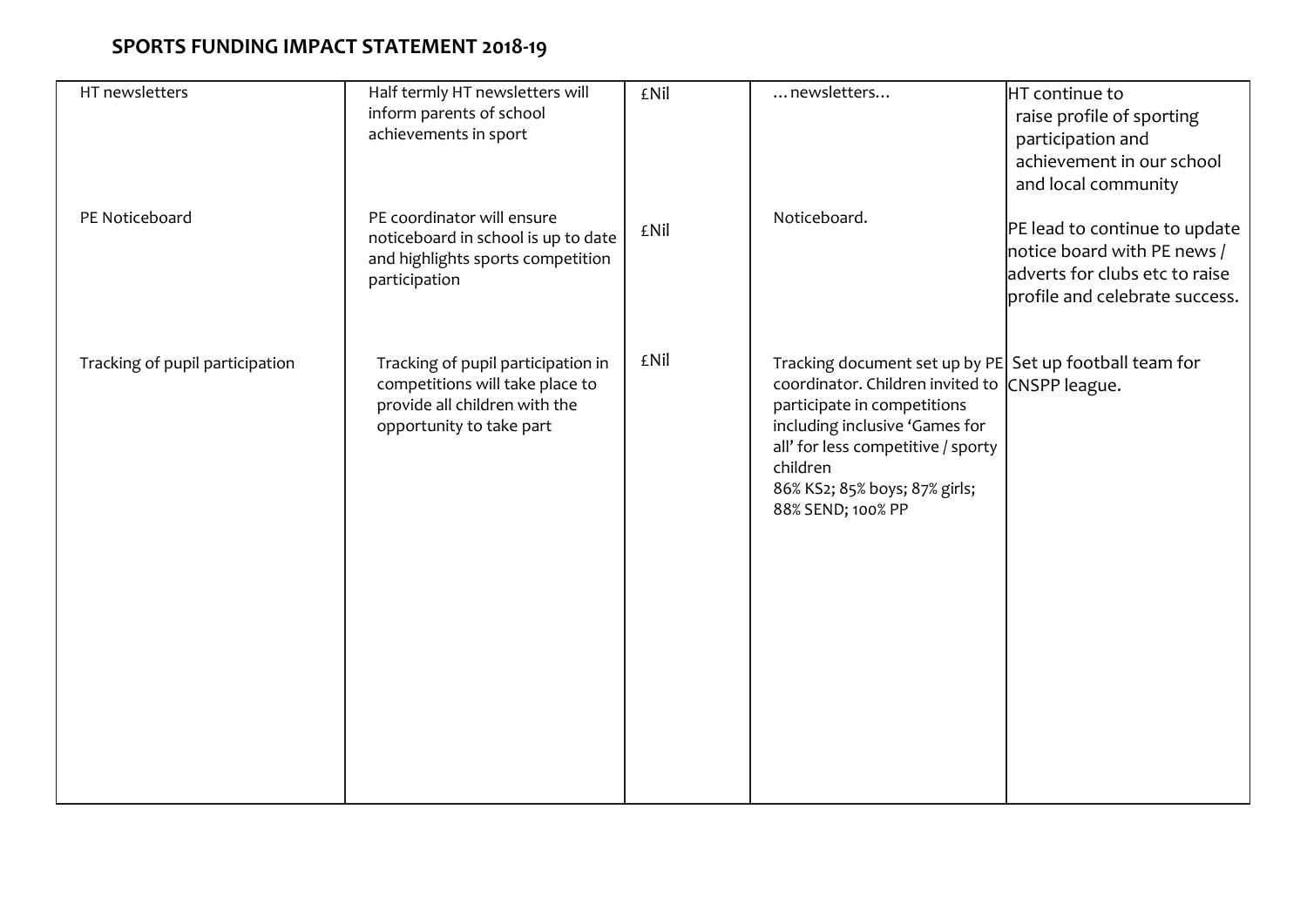## SPORTS FUNDING IMPACT STATEMENT 2018-19

| | | | | |
|---|---|---|---|---|
| HT newsletters | Half termly HT newsletters will inform parents of school achievements in sport | £Nil | …newsletters… | HT continue to raise profile of sporting participation and achievement in our school and local community |
| PE Noticeboard | PE coordinator will ensure noticeboard in school is up to date and highlights sports competition participation | £Nil | Noticeboard. | PE lead to continue to update notice board with PE news / adverts for clubs etc to raise profile and celebrate success. |
| Tracking of pupil participation | Tracking of pupil participation in competitions will take place to provide all children with the opportunity to take part | £Nil | Tracking document set up by PE coordinator. Children invited to participate in competitions including inclusive 'Games for all' for less competitive / sporty children<br>86% KS2; 85% boys; 87% girls; 88% SEND; 100% PP | Set up football team for CNSPP league. |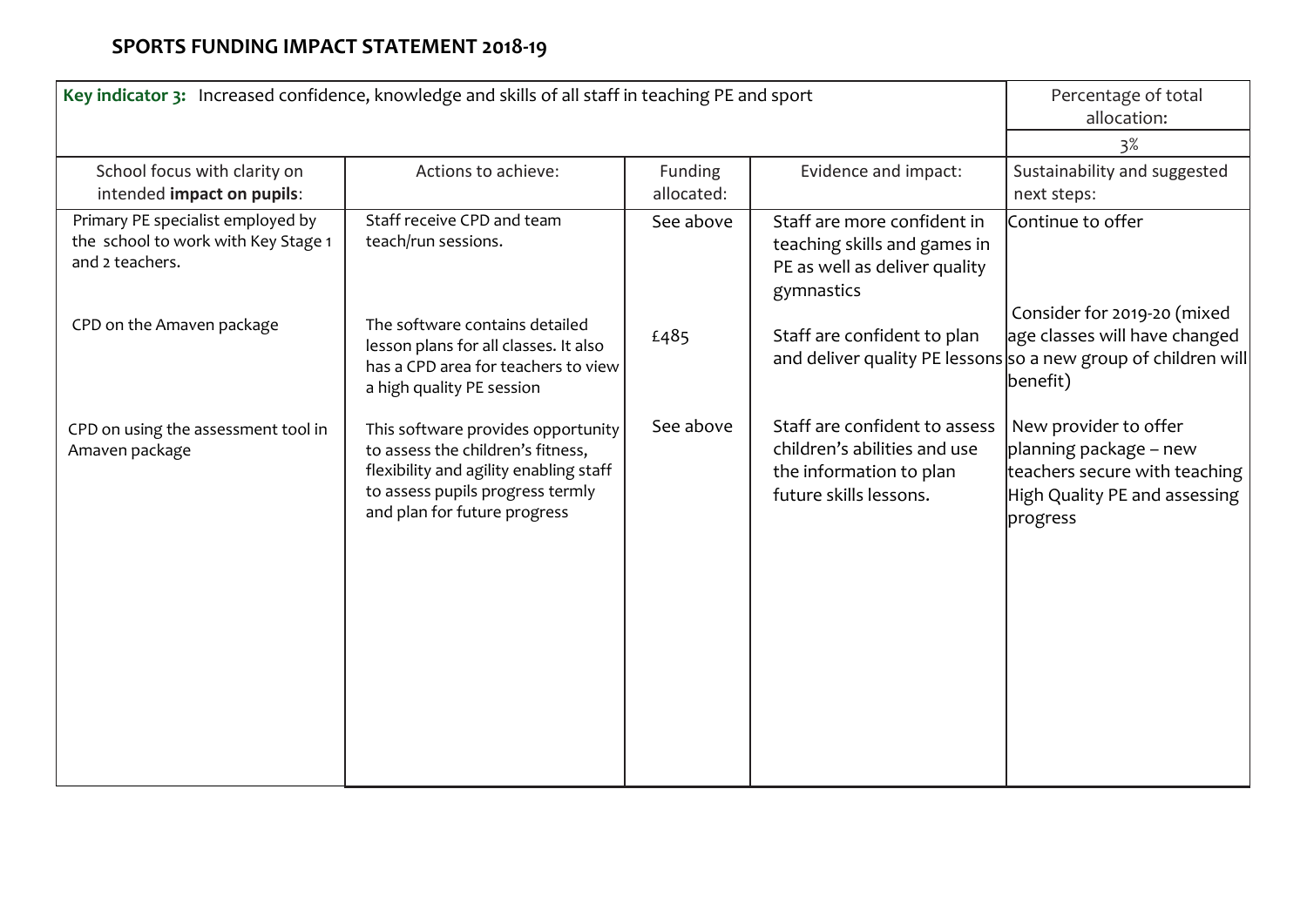## SPORTS FUNDING IMPACT STATEMENT 2018-19

| **Key indicator 3:** Increased confidence, knowledge and skills of all staff in teaching PE and sport | | | | Percentage of total allocation: |
|---|---|---|---|---|
| | | | | 3% |
| School focus with clarity on intended **impact on pupils**: | Actions to achieve: | Funding allocated: | Evidence and impact: | Sustainability and suggested next steps: |
| Primary PE specialist employed by the school to work with Key Stage 1 and 2 teachers. | Staff receive CPD and team teach/run sessions. | See above | Staff are more confident in teaching skills and games in PE as well as deliver quality gymnastics | Continue to offer |
| CPD on the Amaven package | The software contains detailed lesson plans for all classes. It also has a CPD area for teachers to view a high quality PE session | £485 | Staff are confident to plan and deliver quality PE lessons | Consider for 2019-20 (mixed age classes will have changed so a new group of children will benefit) |
| CPD on using the assessment tool in Amaven package | This software provides opportunity to assess the children's fitness, flexibility and agility enabling staff to assess pupils progress termly and plan for future progress | See above | Staff are confident to assess children's abilities and use the information to plan future skills lessons. | New provider to offer planning package – new teachers secure with teaching High Quality PE and assessing progress |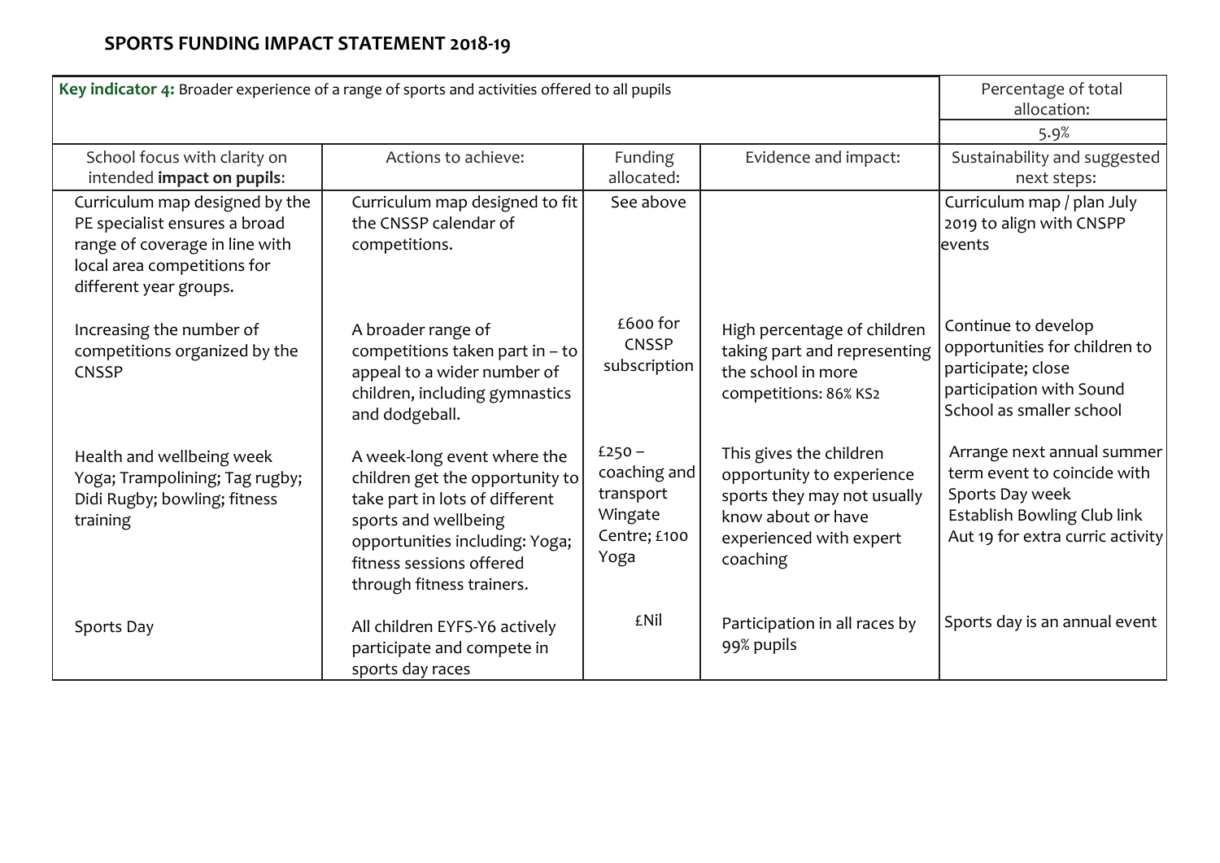## SPORTS FUNDING IMPACT STATEMENT 2018-19

| **Key indicator 4:** Broader experience of a range of sports and activities offered to all pupils | | | | Percentage of total allocation: |
|---|---|---|---|---|
| | | | | 5.9% |
| School focus with clarity on intended **impact on pupils**: | Actions to achieve: | Funding allocated: | Evidence and impact: | Sustainability and suggested next steps: |
| Curriculum map designed by the PE specialist ensures a broad range of coverage in line with local area competitions for different year groups. | Curriculum map designed to fit the CNSSP calendar of competitions. | See above | | Curriculum map / plan July 2019 to align with CNSPP events |
| Increasing the number of competitions organized by the CNSSP | A broader range of competitions taken part in – to appeal to a wider number of children, including gymnastics and dodgeball. | £600 for CNSSP subscription | High percentage of children taking part and representing the school in more competitions: 86% KS2 | Continue to develop opportunities for children to participate; close participation with Sound School as smaller school |
| Health and wellbeing week Yoga; Trampolining; Tag rugby; Didi Rugby; bowling; fitness training | A week-long event where the children get the opportunity to take part in lots of different sports and wellbeing opportunities including: Yoga; fitness sessions offered through fitness trainers. | £250 – coaching and transport Wingate Centre; £100 Yoga | This gives the children opportunity to experience sports they may not usually know about or have experienced with expert coaching | Arrange next annual summer term event to coincide with Sports Day week Establish Bowling Club link Aut 19 for extra curric activity |
| Sports Day | All children EYFS-Y6 actively participate and compete in sports day races | £Nil | Participation in all races by 99% pupils | Sports day is an annual event |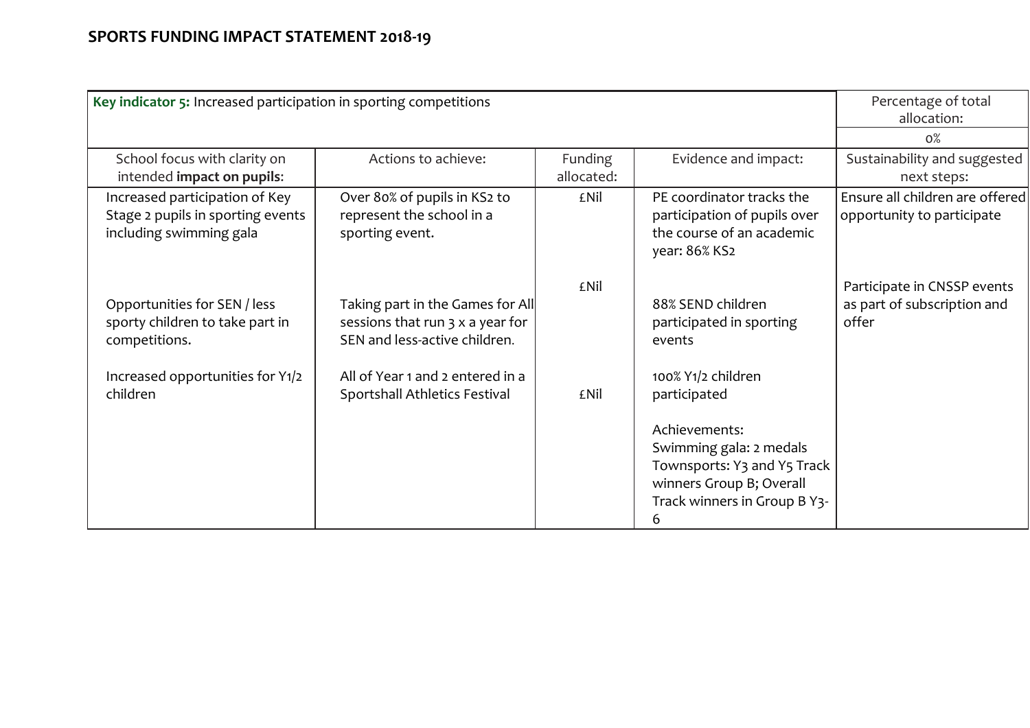**SPORTS FUNDING IMPACT STATEMENT 2018-19**

| **Key indicator 5:** Increased participation in sporting competitions | | | | Percentage of total allocation: 0% |
|---|---|---|---|---|
| School focus with clarity on intended **impact on pupils**: | Actions to achieve: | Funding allocated: | Evidence and impact: | Sustainability and suggested next steps: |
| Increased participation of Key Stage 2 pupils in sporting events including swimming gala | Over 80% of pupils in KS2 to represent the school in a sporting event. | £Nil | PE coordinator tracks the participation of pupils over the course of an academic year: 86% KS2 | Ensure all children are offered opportunity to participate |
| Opportunities for SEN / less sporty children to take part in competitions. | Taking part in the Games for All sessions that run 3 x a year for SEN and less-active children. | £Nil | 88% SEND children participated in sporting events | Participate in CNSSP events as part of subscription and offer |
| Increased opportunities for Y1/2 children | All of Year 1 and 2 entered in a Sportshall Athletics Festival | £Nil | 100% Y1/2 children participated<br><br>Achievements:<br>Swimming gala: 2 medals<br>Townsports: Y3 and Y5 Track winners Group B; Overall Track winners in Group B Y3-6 | |